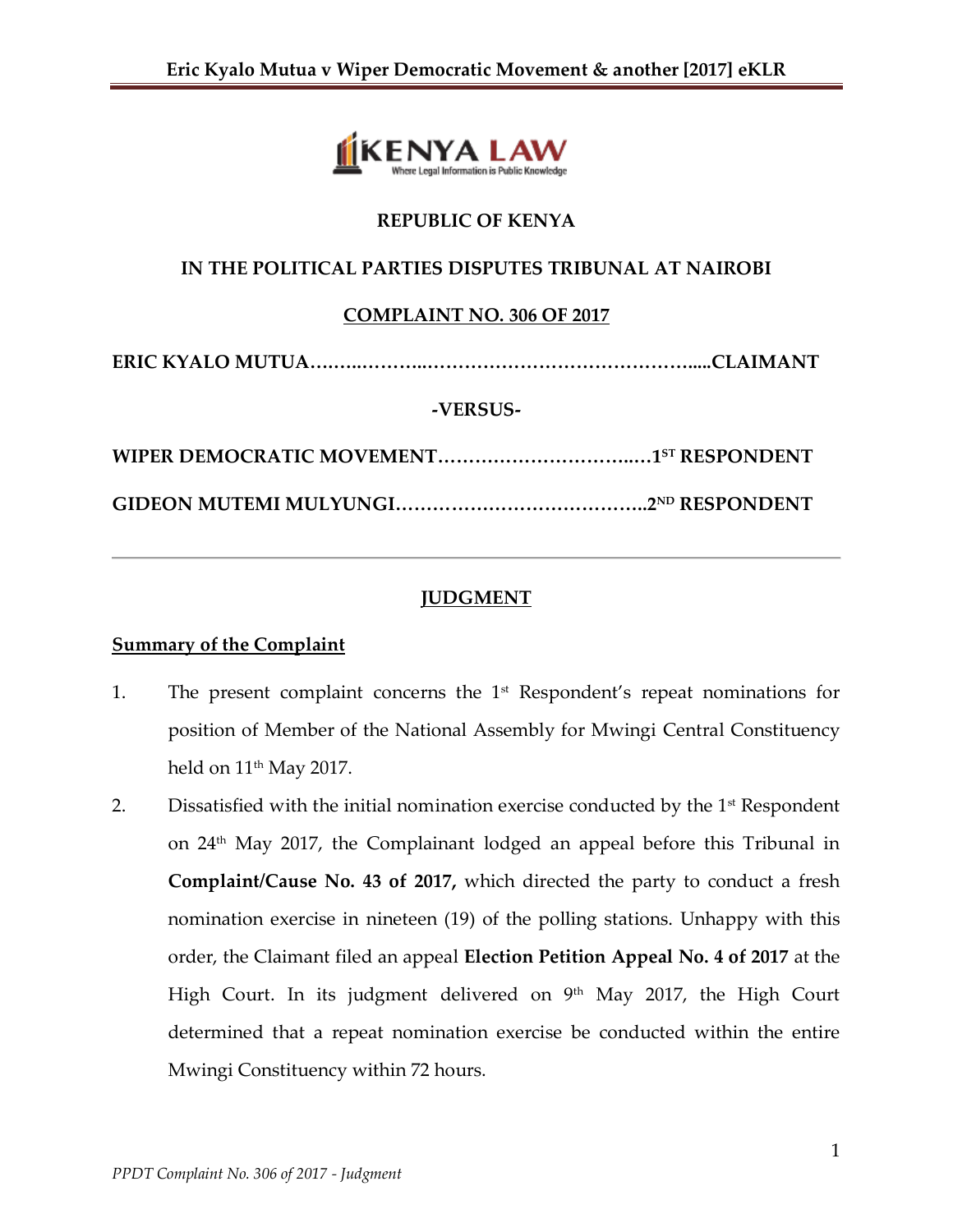**REPUBLIC OF KENYA**

**IN THE POLITICAL PARTIES DISPUTES TRIBUNAL AT NAIROBI**

**COMPLAINT NO. 306 OF 2017**

**ERIC KYALO MUTUA……..………..……………………………….....CLAIMANT**

**-VERSUS-**

**WIPER DEMOCRATIC MOVEMENT…………………………..…1ST RESPONDENT**

**GIDEON MUTEMI MULYUNGI…………………………………..2ND RESPONDENT**

---

## JUDGMENT

### Summary of the Complaint

1. The present complaint concerns the 1st Respondent's repeat nominations for position of Member of the National Assembly for Mwingi Central Constituency held on 11th May 2017.

2. Dissatisfied with the initial nomination exercise conducted by the 1st Respondent on 24th May 2017, the Complainant lodged an appeal before this Tribunal in **Complaint/Cause No. 43 of 2017,** which directed the party to conduct a fresh nomination exercise in nineteen (19) of the polling stations. Unhappy with this order, the Claimant filed an appeal **Election Petition Appeal No. 4 of 2017** at the High Court. In its judgment delivered on 9th May 2017, the High Court determined that a repeat nomination exercise be conducted within the entire Mwingi Constituency within 72 hours.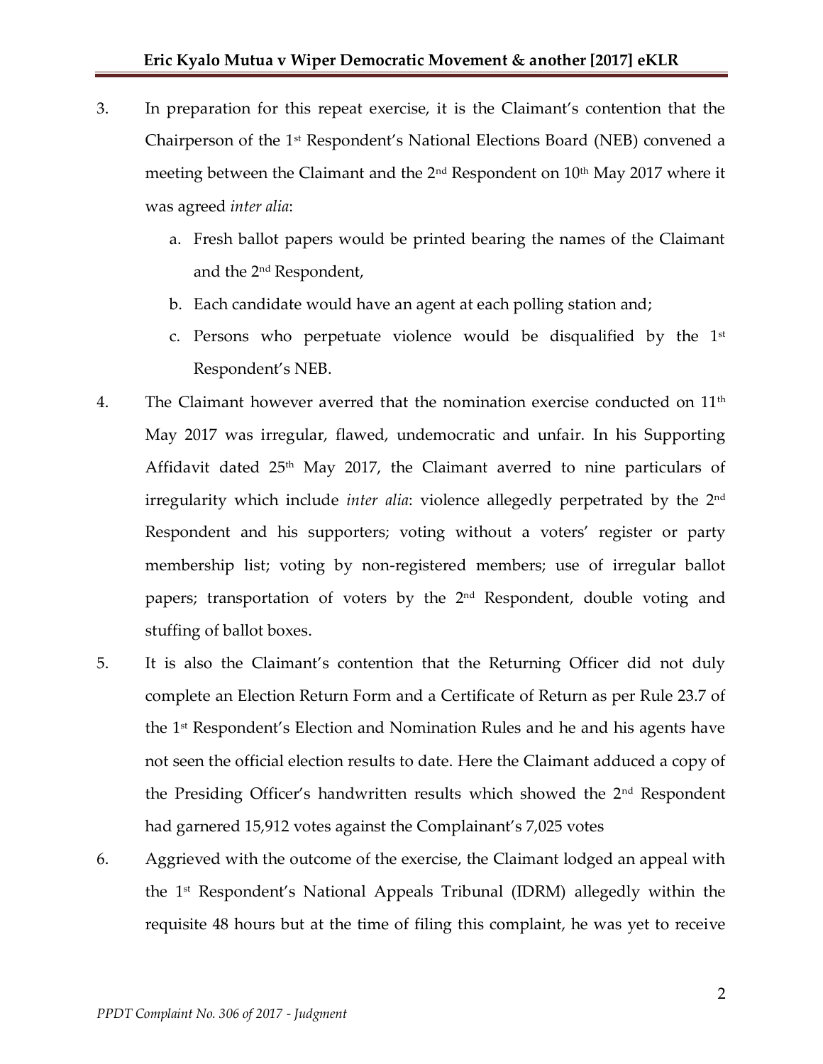3. In preparation for this repeat exercise, it is the Claimant's contention that the Chairperson of the 1st Respondent's National Elections Board (NEB) convened a meeting between the Claimant and the 2nd Respondent on 10th May 2017 where it was agreed *inter alia*:

    a. Fresh ballot papers would be printed bearing the names of the Claimant and the 2nd Respondent,

    b. Each candidate would have an agent at each polling station and;

    c. Persons who perpetuate violence would be disqualified by the 1st Respondent's NEB.

4. The Claimant however averred that the nomination exercise conducted on 11th May 2017 was irregular, flawed, undemocratic and unfair. In his Supporting Affidavit dated 25th May 2017, the Claimant averred to nine particulars of irregularity which include *inter alia*: violence allegedly perpetrated by the 2nd Respondent and his supporters; voting without a voters' register or party membership list; voting by non-registered members; use of irregular ballot papers; transportation of voters by the 2nd Respondent, double voting and stuffing of ballot boxes.

5. It is also the Claimant's contention that the Returning Officer did not duly complete an Election Return Form and a Certificate of Return as per Rule 23.7 of the 1st Respondent's Election and Nomination Rules and he and his agents have not seen the official election results to date. Here the Claimant adduced a copy of the Presiding Officer's handwritten results which showed the 2nd Respondent had garnered 15,912 votes against the Complainant's 7,025 votes

6. Aggrieved with the outcome of the exercise, the Claimant lodged an appeal with the 1st Respondent's National Appeals Tribunal (IDRM) allegedly within the requisite 48 hours but at the time of filing this complaint, he was yet to receive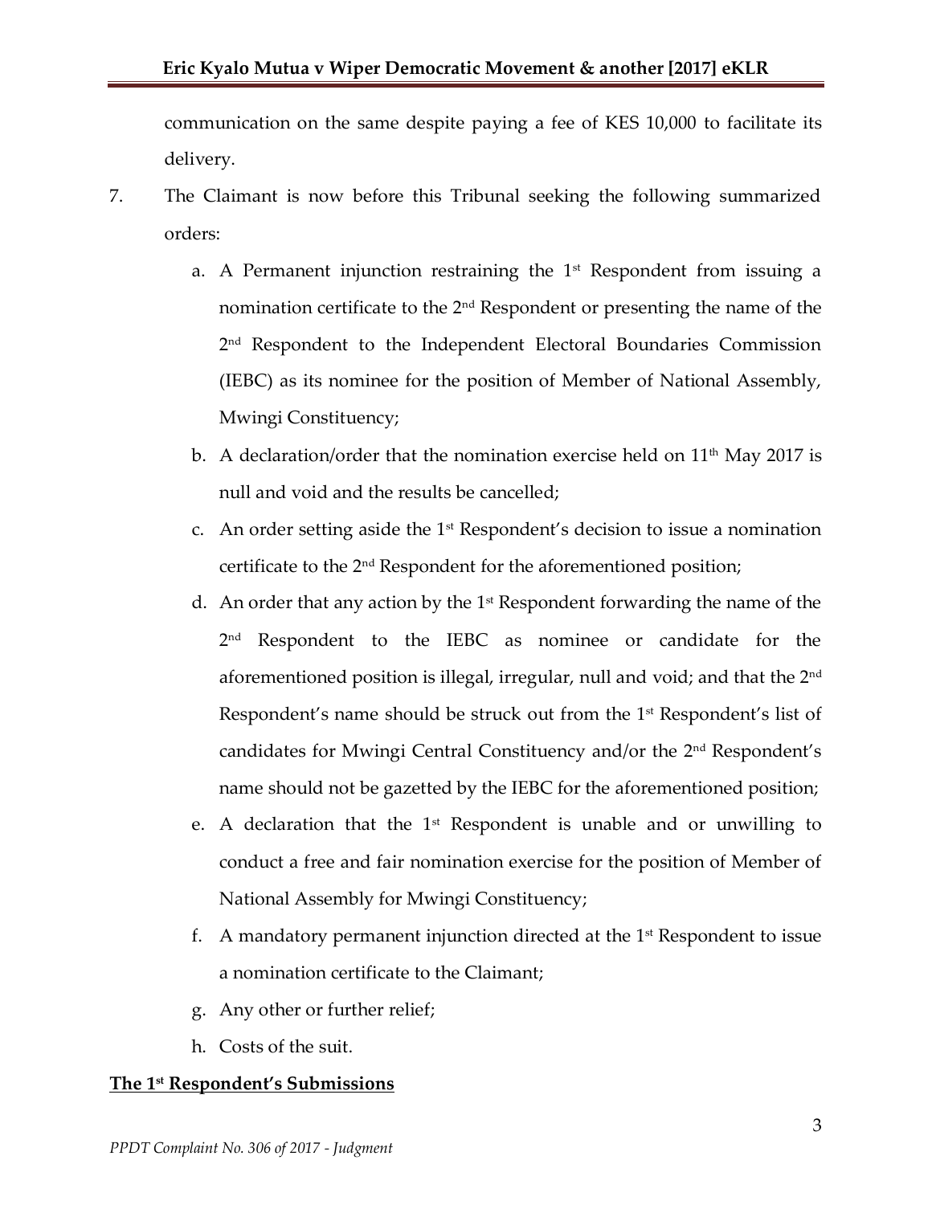communication on the same despite paying a fee of KES 10,000 to facilitate its delivery.

7. The Claimant is now before this Tribunal seeking the following summarized orders:

   a. A Permanent injunction restraining the 1st Respondent from issuing a nomination certificate to the 2nd Respondent or presenting the name of the 2nd Respondent to the Independent Electoral Boundaries Commission (IEBC) as its nominee for the position of Member of National Assembly, Mwingi Constituency;

   b. A declaration/order that the nomination exercise held on 11th May 2017 is null and void and the results be cancelled;

   c. An order setting aside the 1st Respondent's decision to issue a nomination certificate to the 2nd Respondent for the aforementioned position;

   d. An order that any action by the 1st Respondent forwarding the name of the 2nd Respondent to the IEBC as nominee or candidate for the aforementioned position is illegal, irregular, null and void; and that the 2nd Respondent's name should be struck out from the 1st Respondent's list of candidates for Mwingi Central Constituency and/or the 2nd Respondent's name should not be gazetted by the IEBC for the aforementioned position;

   e. A declaration that the 1st Respondent is unable and or unwilling to conduct a free and fair nomination exercise for the position of Member of National Assembly for Mwingi Constituency;

   f. A mandatory permanent injunction directed at the 1st Respondent to issue a nomination certificate to the Claimant;

   g. Any other or further relief;

   h. Costs of the suit.

**The 1st Respondent's Submissions**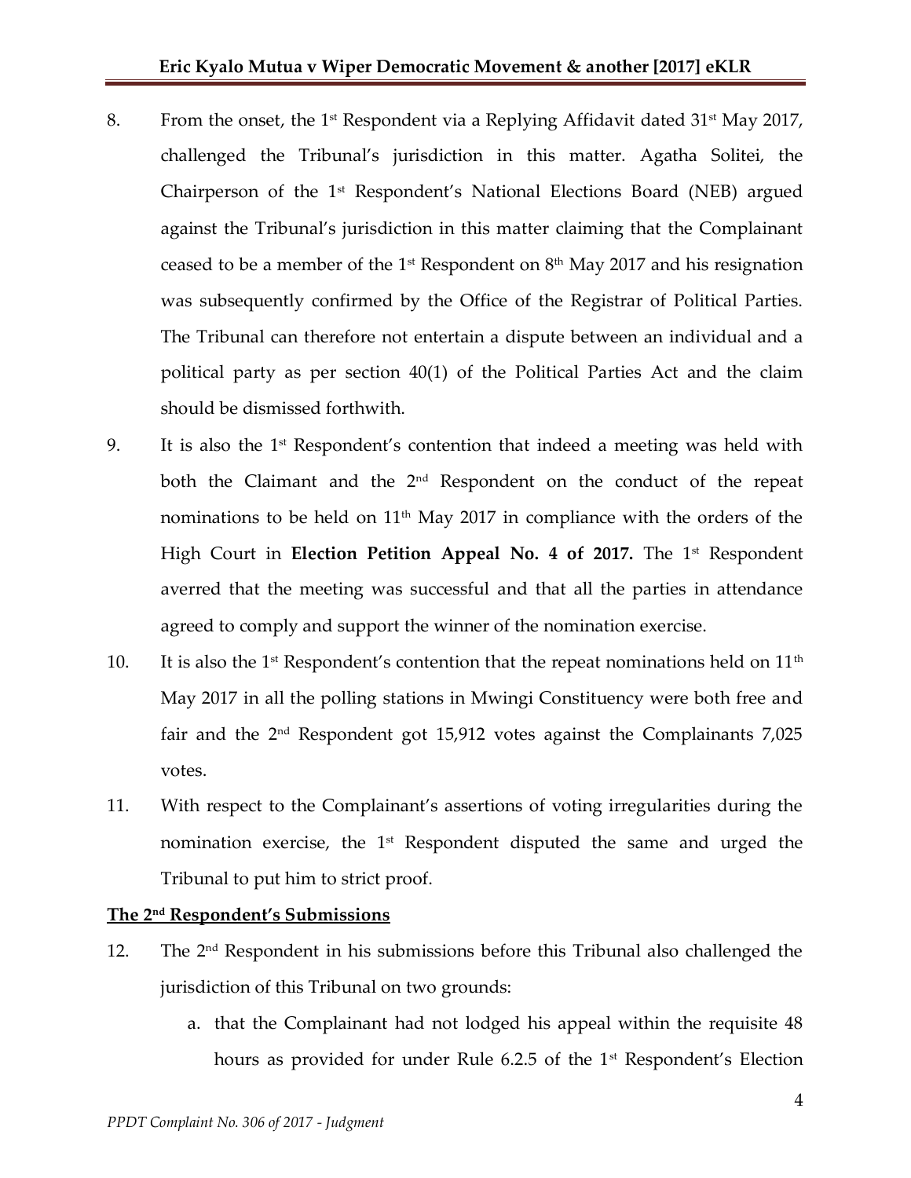8. From the onset, the 1st Respondent via a Replying Affidavit dated 31st May 2017, challenged the Tribunal's jurisdiction in this matter. Agatha Solitei, the Chairperson of the 1st Respondent's National Elections Board (NEB) argued against the Tribunal's jurisdiction in this matter claiming that the Complainant ceased to be a member of the 1st Respondent on 8th May 2017 and his resignation was subsequently confirmed by the Office of the Registrar of Political Parties. The Tribunal can therefore not entertain a dispute between an individual and a political party as per section 40(1) of the Political Parties Act and the claim should be dismissed forthwith.

9. It is also the 1st Respondent's contention that indeed a meeting was held with both the Claimant and the 2nd Respondent on the conduct of the repeat nominations to be held on 11th May 2017 in compliance with the orders of the High Court in **Election Petition Appeal No. 4 of 2017.** The 1st Respondent averred that the meeting was successful and that all the parties in attendance agreed to comply and support the winner of the nomination exercise.

10. It is also the 1st Respondent's contention that the repeat nominations held on 11th May 2017 in all the polling stations in Mwingi Constituency were both free and fair and the 2nd Respondent got 15,912 votes against the Complainants 7,025 votes.

11. With respect to the Complainant's assertions of voting irregularities during the nomination exercise, the 1st Respondent disputed the same and urged the Tribunal to put him to strict proof.

**<u>The 2nd Respondent's Submissions</u>**

12. The 2nd Respondent in his submissions before this Tribunal also challenged the jurisdiction of this Tribunal on two grounds:

    a. that the Complainant had not lodged his appeal within the requisite 48 hours as provided for under Rule 6.2.5 of the 1st Respondent's Election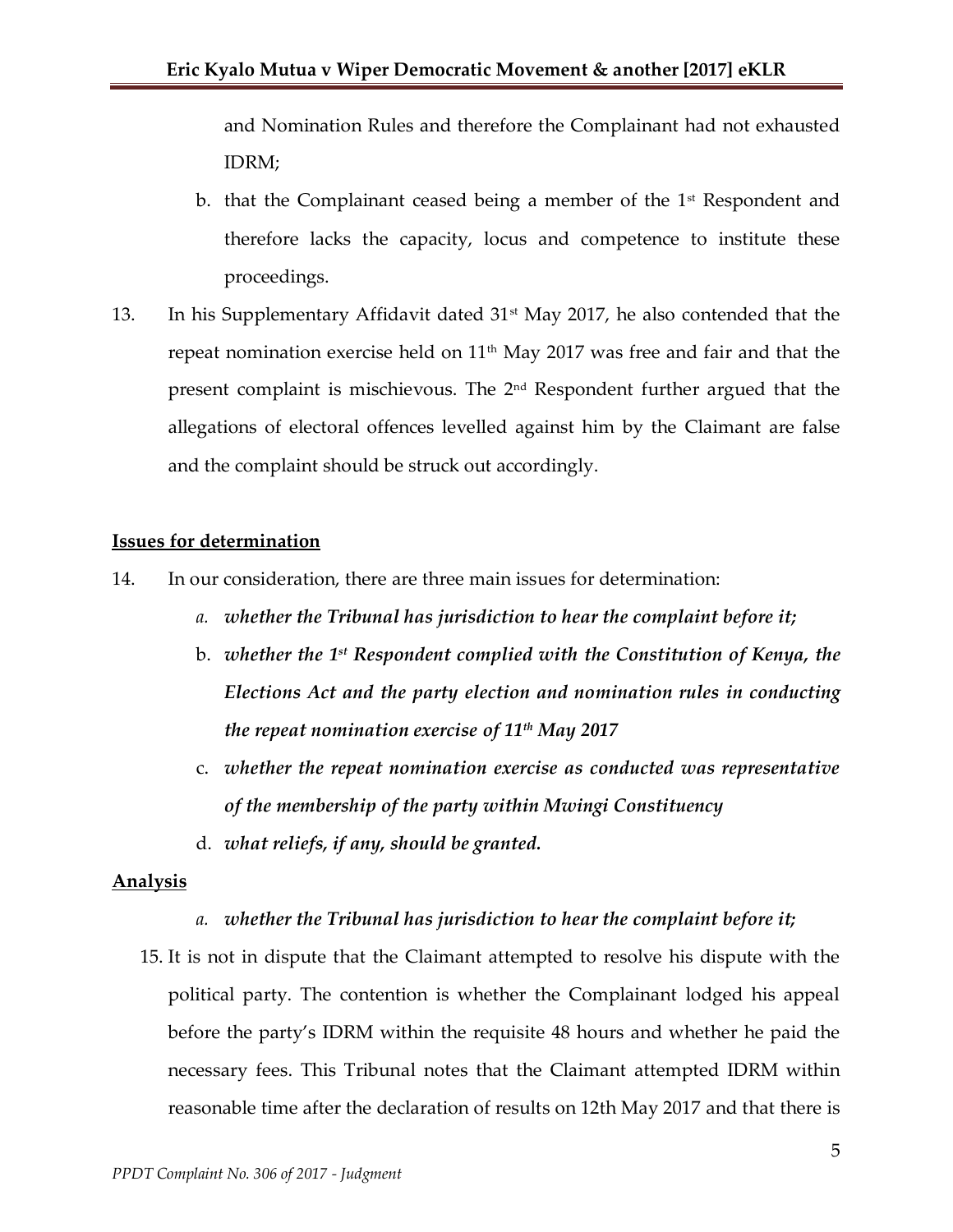and Nomination Rules and therefore the Complainant had not exhausted IDRM;

b. that the Complainant ceased being a member of the 1st Respondent and therefore lacks the capacity, locus and competence to institute these proceedings.

13. In his Supplementary Affidavit dated 31st May 2017, he also contended that the repeat nomination exercise held on 11th May 2017 was free and fair and that the present complaint is mischievous. The 2nd Respondent further argued that the allegations of electoral offences levelled against him by the Claimant are false and the complaint should be struck out accordingly.

**Issues for determination**

14. In our consideration, there are three main issues for determination:

   a. ***whether the Tribunal has jurisdiction to hear the complaint before it;***

   b. ***whether the 1st Respondent complied with the Constitution of Kenya, the Elections Act and the party election and nomination rules in conducting the repeat nomination exercise of 11th May 2017***

   c. ***whether the repeat nomination exercise as conducted was representative of the membership of the party within Mwingi Constituency***

   d. ***what reliefs, if any, should be granted.***

**Analysis**

a. ***whether the Tribunal has jurisdiction to hear the complaint before it;***

15. It is not in dispute that the Claimant attempted to resolve his dispute with the political party. The contention is whether the Complainant lodged his appeal before the party's IDRM within the requisite 48 hours and whether he paid the necessary fees. This Tribunal notes that the Claimant attempted IDRM within reasonable time after the declaration of results on 12th May 2017 and that there is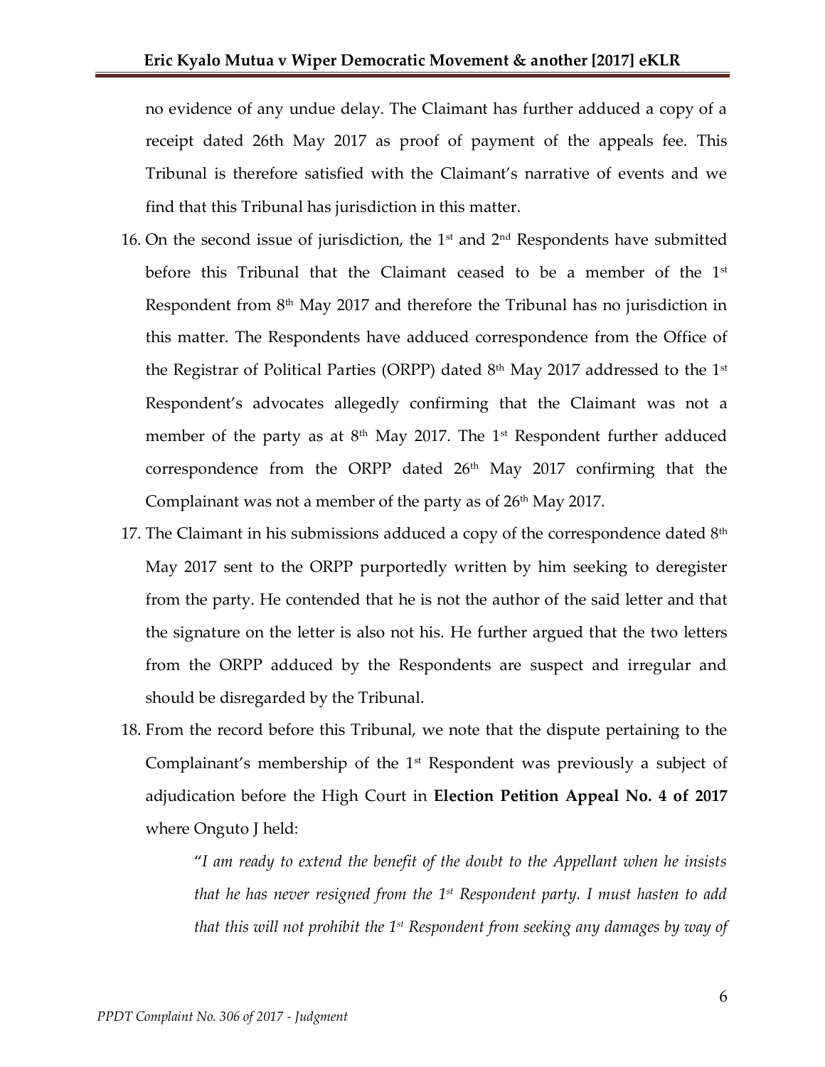no evidence of any undue delay. The Claimant has further adduced a copy of a receipt dated 26th May 2017 as proof of payment of the appeals fee. This Tribunal is therefore satisfied with the Claimant's narrative of events and we find that this Tribunal has jurisdiction in this matter.

16. On the second issue of jurisdiction, the 1st and 2nd Respondents have submitted before this Tribunal that the Claimant ceased to be a member of the 1st Respondent from 8th May 2017 and therefore the Tribunal has no jurisdiction in this matter. The Respondents have adduced correspondence from the Office of the Registrar of Political Parties (ORPP) dated 8th May 2017 addressed to the 1st Respondent's advocates allegedly confirming that the Claimant was not a member of the party as at 8th May 2017. The 1st Respondent further adduced correspondence from the ORPP dated 26th May 2017 confirming that the Complainant was not a member of the party as of 26th May 2017.
17. The Claimant in his submissions adduced a copy of the correspondence dated 8th May 2017 sent to the ORPP purportedly written by him seeking to deregister from the party. He contended that he is not the author of the said letter and that the signature on the letter is also not his. He further argued that the two letters from the ORPP adduced by the Respondents are suspect and irregular and should be disregarded by the Tribunal.
18. From the record before this Tribunal, we note that the dispute pertaining to the Complainant's membership of the 1st Respondent was previously a subject of adjudication before the High Court in **Election Petition Appeal No. 4 of 2017** where Onguto J held:

    "*I am ready to extend the benefit of the doubt to the Appellant when he insists that he has never resigned from the 1st Respondent party. I must hasten to add that this will not prohibit the 1st Respondent from seeking any damages by way of*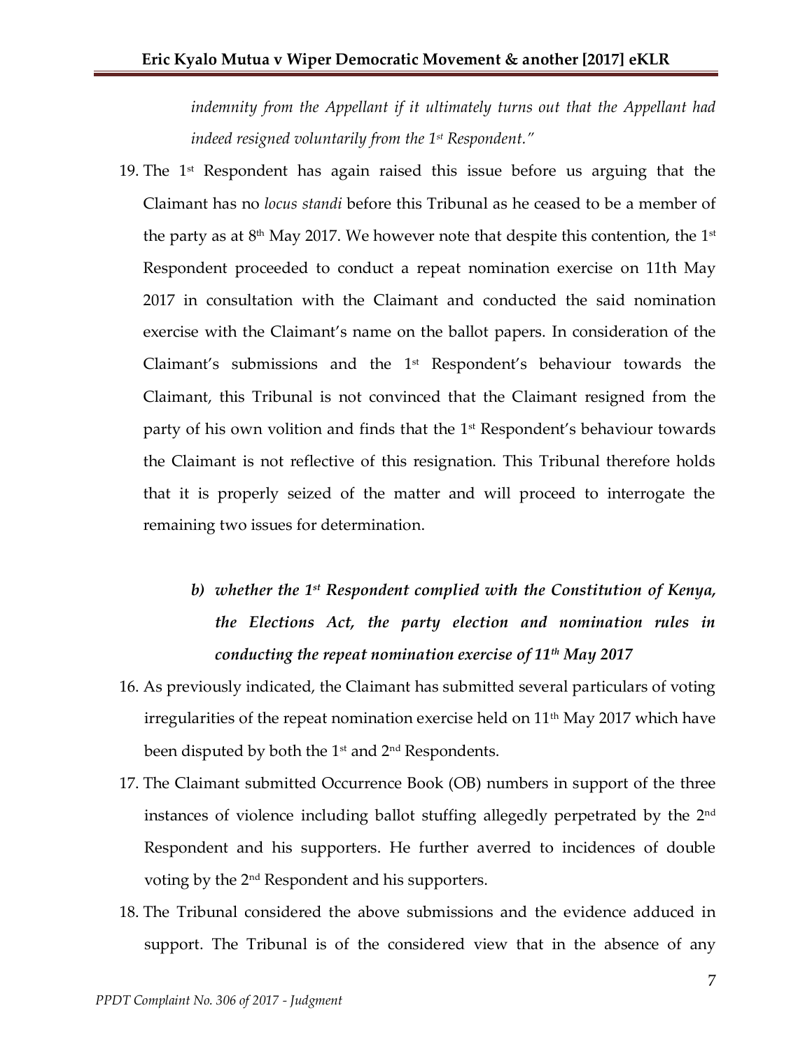*indemnity from the Appellant if it ultimately turns out that the Appellant had indeed resigned voluntarily from the 1st Respondent."*

19. The 1st Respondent has again raised this issue before us arguing that the Claimant has no *locus standi* before this Tribunal as he ceased to be a member of the party as at 8th May 2017. We however note that despite this contention, the 1st Respondent proceeded to conduct a repeat nomination exercise on 11th May 2017 in consultation with the Claimant and conducted the said nomination exercise with the Claimant's name on the ballot papers. In consideration of the Claimant's submissions and the 1st Respondent's behaviour towards the Claimant, this Tribunal is not convinced that the Claimant resigned from the party of his own volition and finds that the 1st Respondent's behaviour towards the Claimant is not reflective of this resignation. This Tribunal therefore holds that it is properly seized of the matter and will proceed to interrogate the remaining two issues for determination.

***b) whether the 1st Respondent complied with the Constitution of Kenya, the Elections Act, the party election and nomination rules in conducting the repeat nomination exercise of 11th May 2017***

16. As previously indicated, the Claimant has submitted several particulars of voting irregularities of the repeat nomination exercise held on 11th May 2017 which have been disputed by both the 1st and 2nd Respondents.
17. The Claimant submitted Occurrence Book (OB) numbers in support of the three instances of violence including ballot stuffing allegedly perpetrated by the 2nd Respondent and his supporters. He further averred to incidences of double voting by the 2nd Respondent and his supporters.
18. The Tribunal considered the above submissions and the evidence adduced in support. The Tribunal is of the considered view that in the absence of any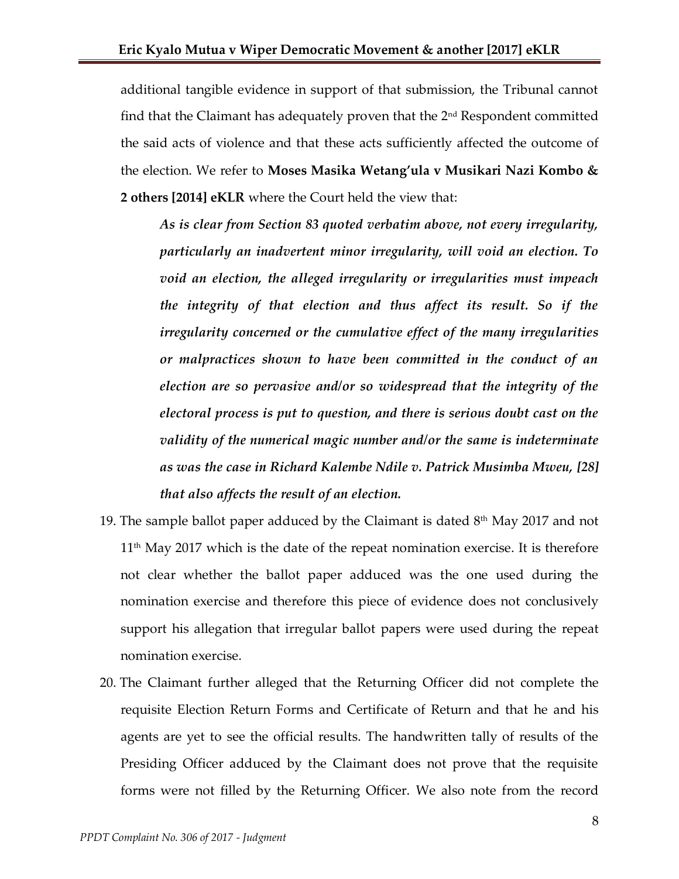additional tangible evidence in support of that submission, the Tribunal cannot find that the Claimant has adequately proven that the 2nd Respondent committed the said acts of violence and that these acts sufficiently affected the outcome of the election. We refer to **Moses Masika Wetang'ula v Musikari Nazi Kombo & 2 others [2014] eKLR** where the Court held the view that:

> ***As is clear from Section 83 quoted verbatim above, not every irregularity, particularly an inadvertent minor irregularity, will void an election. To void an election, the alleged irregularity or irregularities must impeach the integrity of that election and thus affect its result. So if the irregularity concerned or the cumulative effect of the many irregularities or malpractices shown to have been committed in the conduct of an election are so pervasive and/or so widespread that the integrity of the electoral process is put to question, and there is serious doubt cast on the validity of the numerical magic number and/or the same is indeterminate as was the case in Richard Kalembe Ndile v. Patrick Musimba Mweu, [28] that also affects the result of an election.***

19. The sample ballot paper adduced by the Claimant is dated 8th May 2017 and not 11th May 2017 which is the date of the repeat nomination exercise. It is therefore not clear whether the ballot paper adduced was the one used during the nomination exercise and therefore this piece of evidence does not conclusively support his allegation that irregular ballot papers were used during the repeat nomination exercise.
20. The Claimant further alleged that the Returning Officer did not complete the requisite Election Return Forms and Certificate of Return and that he and his agents are yet to see the official results. The handwritten tally of results of the Presiding Officer adduced by the Claimant does not prove that the requisite forms were not filled by the Returning Officer. We also note from the record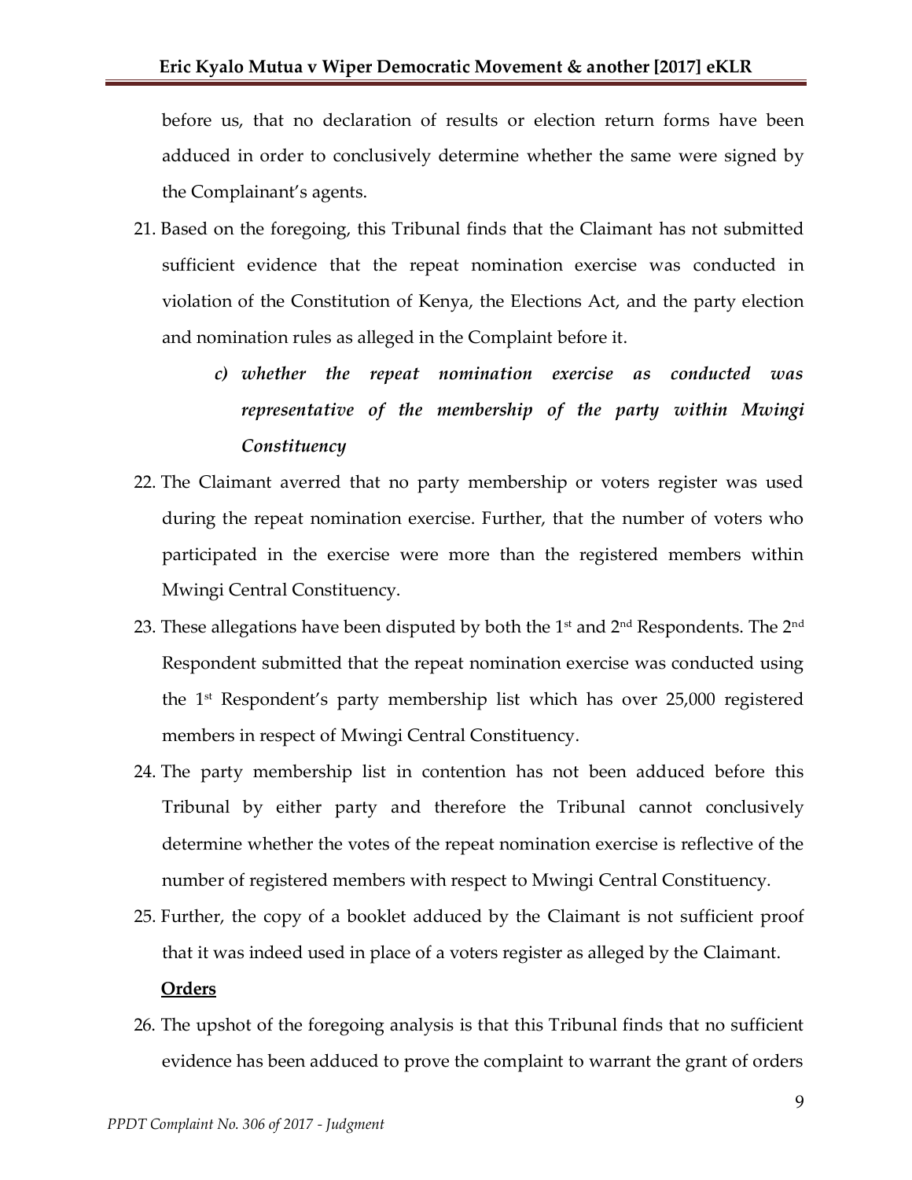before us, that no declaration of results or election return forms have been adduced in order to conclusively determine whether the same were signed by the Complainant's agents.

21. Based on the foregoing, this Tribunal finds that the Claimant has not submitted sufficient evidence that the repeat nomination exercise was conducted in violation of the Constitution of Kenya, the Elections Act, and the party election and nomination rules as alleged in the Complaint before it.

   ***c) whether the repeat nomination exercise as conducted was representative of the membership of the party within Mwingi Constituency***

22. The Claimant averred that no party membership or voters register was used during the repeat nomination exercise. Further, that the number of voters who participated in the exercise were more than the registered members within Mwingi Central Constituency.

23. These allegations have been disputed by both the 1st and 2nd Respondents. The 2nd Respondent submitted that the repeat nomination exercise was conducted using the 1st Respondent's party membership list which has over 25,000 registered members in respect of Mwingi Central Constituency.

24. The party membership list in contention has not been adduced before this Tribunal by either party and therefore the Tribunal cannot conclusively determine whether the votes of the repeat nomination exercise is reflective of the number of registered members with respect to Mwingi Central Constituency.

25. Further, the copy of a booklet adduced by the Claimant is not sufficient proof that it was indeed used in place of a voters register as alleged by the Claimant.

**Orders**

26. The upshot of the foregoing analysis is that this Tribunal finds that no sufficient evidence has been adduced to prove the complaint to warrant the grant of orders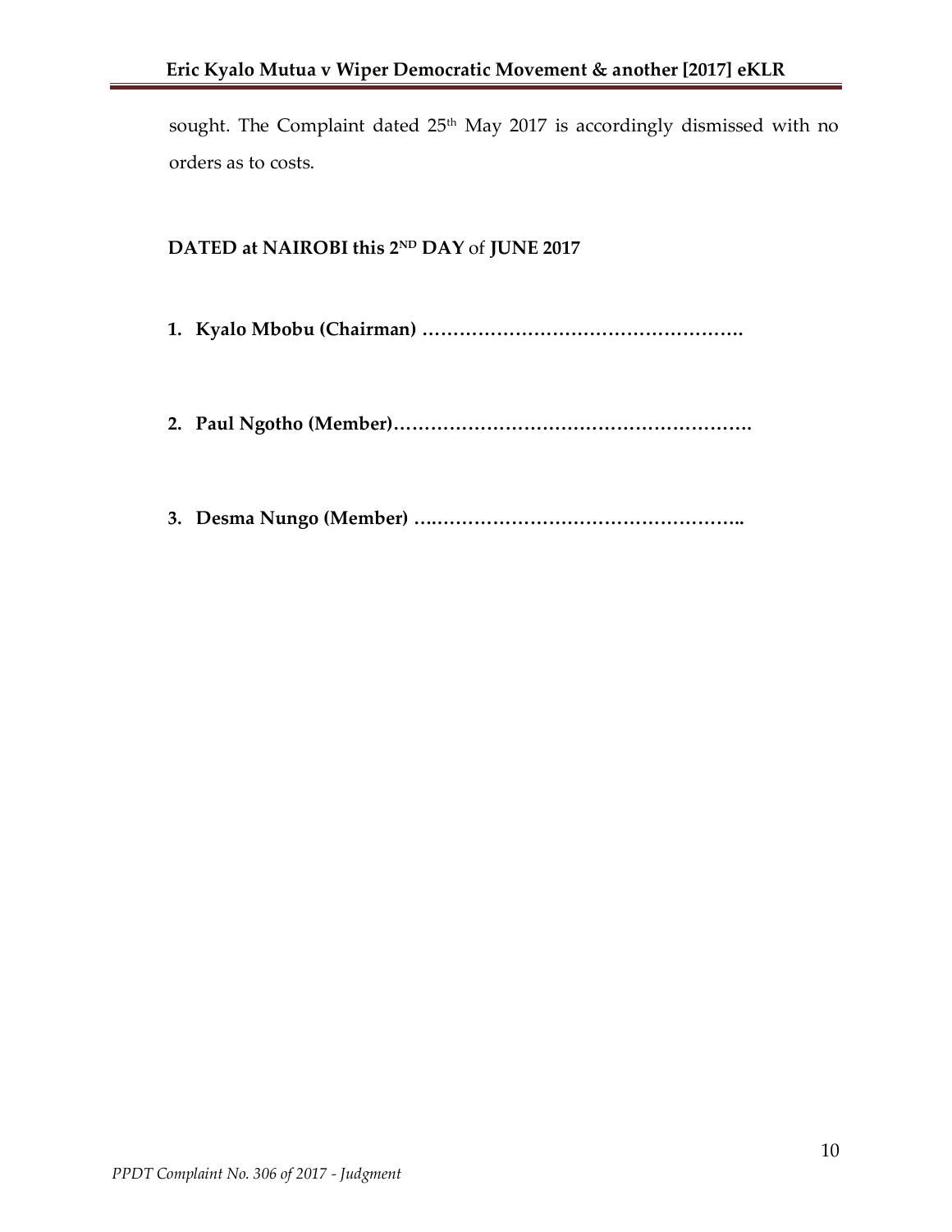sought. The Complaint dated 25th May 2017 is accordingly dismissed with no orders as to costs.

**DATED at NAIROBI this 2ND DAY** of **JUNE 2017**

1. **Kyalo Mbobu (Chairman) …………………………………………….**

2. **Paul Ngotho (Member)………………………………………………….**

3. **Desma Nungo (Member) ……………………………………………..**